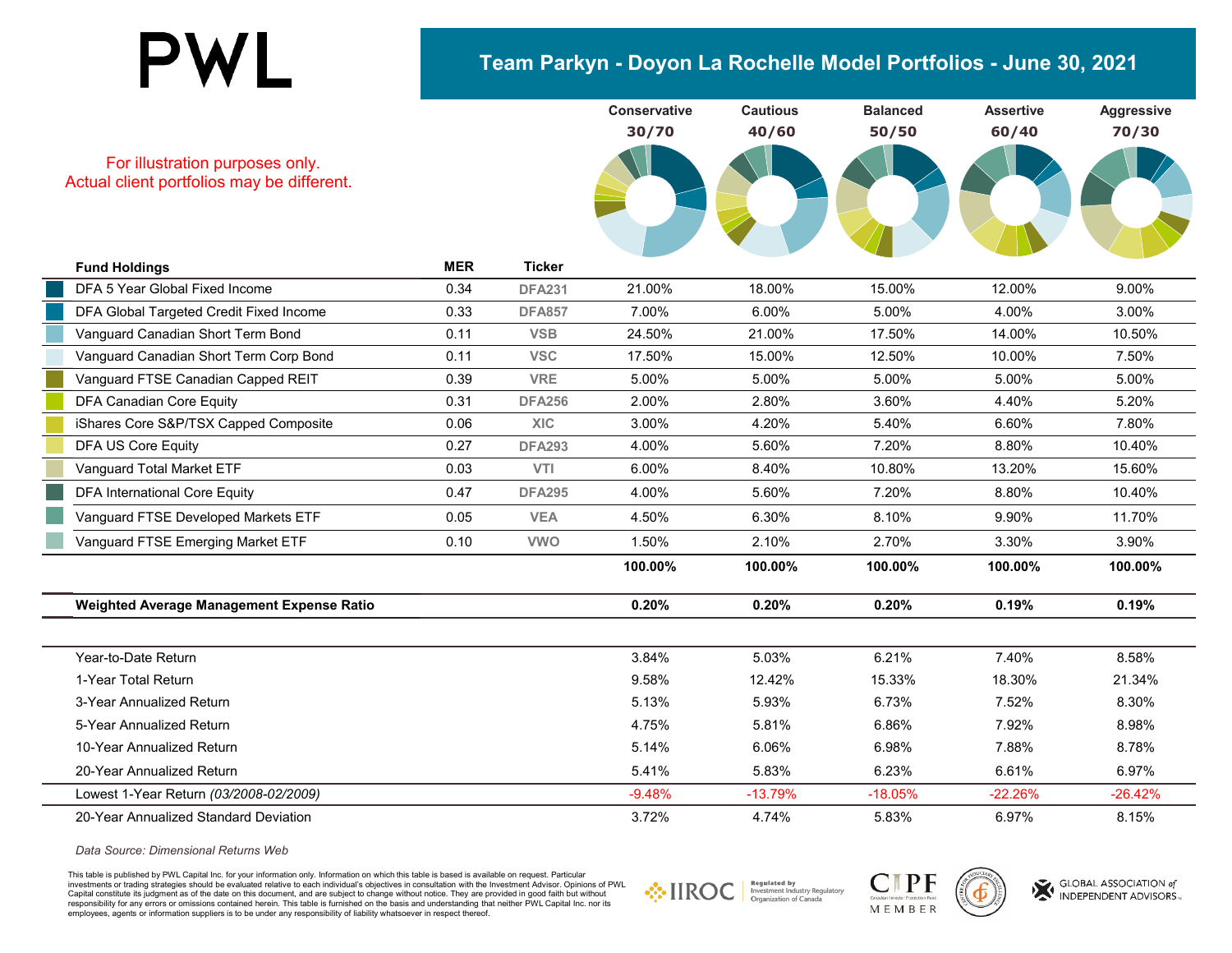# PWL

## Team Parkyn - Doyon La Rochelle Model Portfolios - June 30, 2021

For illustration purposes only.
Actual client portfolios may be different.

| Fund Holdings | MER | Ticker | Conservative 30/70 | Cautious 40/60 | Balanced 50/50 | Assertive 60/40 | Aggressive 70/30 |
|---|---|---|---|---|---|---|---|
| DFA 5 Year Global Fixed Income | 0.34 | DFA231 | 21.00% | 18.00% | 15.00% | 12.00% | 9.00% |
| DFA Global Targeted Credit Fixed Income | 0.33 | DFA857 | 7.00% | 6.00% | 5.00% | 4.00% | 3.00% |
| Vanguard Canadian Short Term Bond | 0.11 | VSB | 24.50% | 21.00% | 17.50% | 14.00% | 10.50% |
| Vanguard Canadian Short Term Corp Bond | 0.11 | VSC | 17.50% | 15.00% | 12.50% | 10.00% | 7.50% |
| Vanguard FTSE Canadian Capped REIT | 0.39 | VRE | 5.00% | 5.00% | 5.00% | 5.00% | 5.00% |
| DFA Canadian Core Equity | 0.31 | DFA256 | 2.00% | 2.80% | 3.60% | 4.40% | 5.20% |
| iShares Core S&P/TSX Capped Composite | 0.06 | XIC | 3.00% | 4.20% | 5.40% | 6.60% | 7.80% |
| DFA US Core Equity | 0.27 | DFA293 | 4.00% | 5.60% | 7.20% | 8.80% | 10.40% |
| Vanguard Total Market ETF | 0.03 | VTI | 6.00% | 8.40% | 10.80% | 13.20% | 15.60% |
| DFA International Core Equity | 0.47 | DFA295 | 4.00% | 5.60% | 7.20% | 8.80% | 10.40% |
| Vanguard FTSE Developed Markets ETF | 0.05 | VEA | 4.50% | 6.30% | 8.10% | 9.90% | 11.70% |
| Vanguard FTSE Emerging Market ETF | 0.10 | VWO | 1.50% | 2.10% | 2.70% | 3.30% | 3.90% |
| | | | **100.00%** | **100.00%** | **100.00%** | **100.00%** | **100.00%** |
| **Weighted Average Management Expense Ratio** | | | **0.20%** | **0.20%** | **0.20%** | **0.19%** | **0.19%** |
| Year-to-Date Return | | | 3.84% | 5.03% | 6.21% | 7.40% | 8.58% |
| 1-Year Total Return | | | 9.58% | 12.42% | 15.33% | 18.30% | 21.34% |
| 3-Year Annualized Return | | | 5.13% | 5.93% | 6.73% | 7.52% | 8.30% |
| 5-Year Annualized Return | | | 4.75% | 5.81% | 6.86% | 7.92% | 8.98% |
| 10-Year Annualized Return | | | 5.14% | 6.06% | 6.98% | 7.88% | 8.78% |
| 20-Year Annualized Return | | | 5.41% | 5.83% | 6.23% | 6.61% | 6.97% |
| Lowest 1-Year Return *(03/2008-02/2009)* | | | -9.48% | -13.79% | -18.05% | -22.26% | -26.42% |
| 20-Year Annualized Standard Deviation | | | 3.72% | 4.74% | 5.83% | 6.97% | 8.15% |

*Data Source: Dimensional Returns Web*

This table is published by PWL Capital Inc. for your information only. Information on which this table is based is available on request. Particular investments or trading strategies should be evaluated relative to each individual's objectives in consultation with the Investment Advisor. Opinions of PWL Capital constitute its judgment as of the date on this document, and are subject to change without notice. They are provided in good faith but without responsibility for any errors or omissions contained herein. This table is furnished on the basis and understanding that neither PWL Capital Inc. nor its employees, agents or information suppliers is to be under any responsibility of liability whatsoever in respect thereof.

IIROC Regulated by Investment Industry Regulatory Organization of Canada

CIPF Canadian Investor Protection Fund MEMBER

GLOBAL ASSOCIATION of INDEPENDENT ADVISORS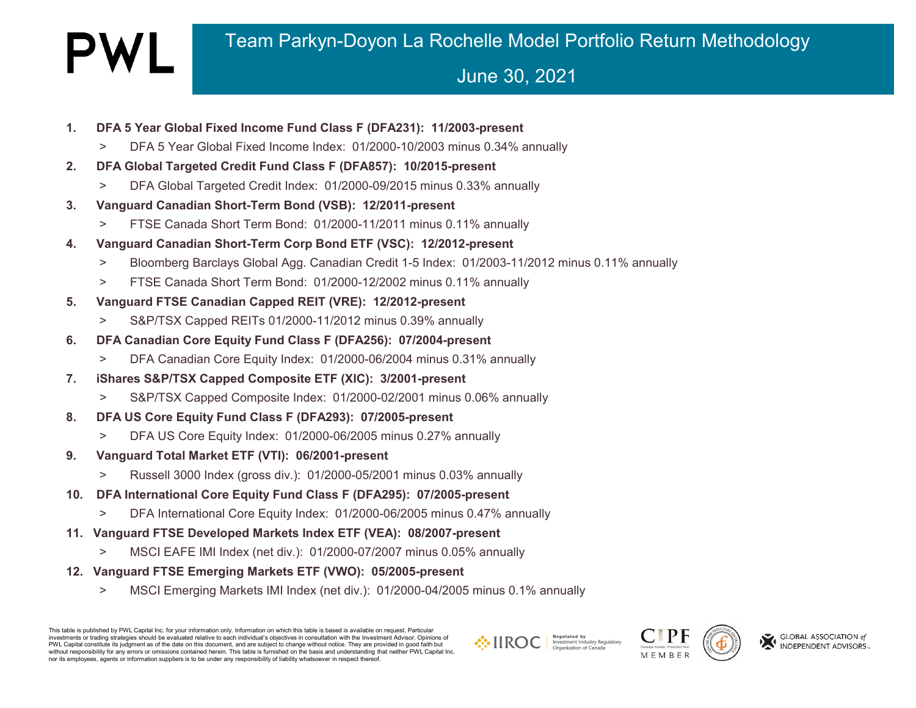PWL

# Team Parkyn-Doyon La Rochelle Model Portfolio Return Methodology

## June 30, 2021

1. **DFA 5 Year Global Fixed Income Fund Class F (DFA231): 11/2003-present**
   > DFA 5 Year Global Fixed Income Index: 01/2000-10/2003 minus 0.34% annually
2. **DFA Global Targeted Credit Fund Class F (DFA857): 10/2015-present**
   > DFA Global Targeted Credit Index: 01/2000-09/2015 minus 0.33% annually
3. **Vanguard Canadian Short-Term Bond (VSB): 12/2011-present**
   > FTSE Canada Short Term Bond: 01/2000-11/2011 minus 0.11% annually
4. **Vanguard Canadian Short-Term Corp Bond ETF (VSC): 12/2012-present**
   > Bloomberg Barclays Global Agg. Canadian Credit 1-5 Index: 01/2003-11/2012 minus 0.11% annually
   
   > FTSE Canada Short Term Bond: 01/2000-12/2002 minus 0.11% annually
5. **Vanguard FTSE Canadian Capped REIT (VRE): 12/2012-present**
   > S&P/TSX Capped REITs 01/2000-11/2012 minus 0.39% annually
6. **DFA Canadian Core Equity Fund Class F (DFA256): 07/2004-present**
   > DFA Canadian Core Equity Index: 01/2000-06/2004 minus 0.31% annually
7. **iShares S&P/TSX Capped Composite ETF (XIC): 3/2001-present**
   > S&P/TSX Capped Composite Index: 01/2000-02/2001 minus 0.06% annually
8. **DFA US Core Equity Fund Class F (DFA293): 07/2005-present**
   > DFA US Core Equity Index: 01/2000-06/2005 minus 0.27% annually
9. **Vanguard Total Market ETF (VTI): 06/2001-present**
   > Russell 3000 Index (gross div.): 01/2000-05/2001 minus 0.03% annually
10. **DFA International Core Equity Fund Class F (DFA295): 07/2005-present**
    > DFA International Core Equity Index: 01/2000-06/2005 minus 0.47% annually
11. **Vanguard FTSE Developed Markets Index ETF (VEA): 08/2007-present**
    > MSCI EAFE IMI Index (net div.): 01/2000-07/2007 minus 0.05% annually
12. **Vanguard FTSE Emerging Markets ETF (VWO): 05/2005-present**
    > MSCI Emerging Markets IMI Index (net div.): 01/2000-04/2005 minus 0.1% annually

This table is published by PWL Capital Inc. for your information only. Information on which this table is based is available on request. Particular investments or trading strategies should be evaluated relative to each individual's objectives in consultation with the Investment Advisor. Opinions of PWL Capital constitute its judgment as of the date on this document, and are subject to change without notice. They are provided in good faith but without responsibility for any errors or omissions contained herein. This table is furnished on the basis and understanding that neither PWL Capital Inc. nor its employees, agents or information suppliers is to be under any responsibility of liability whatsoever in respect thereof.

IIROC Regulated by Investment Industry Regulatory Organization of Canada

CIPF MEMBER

GLOBAL ASSOCIATION of INDEPENDENT ADVISORS